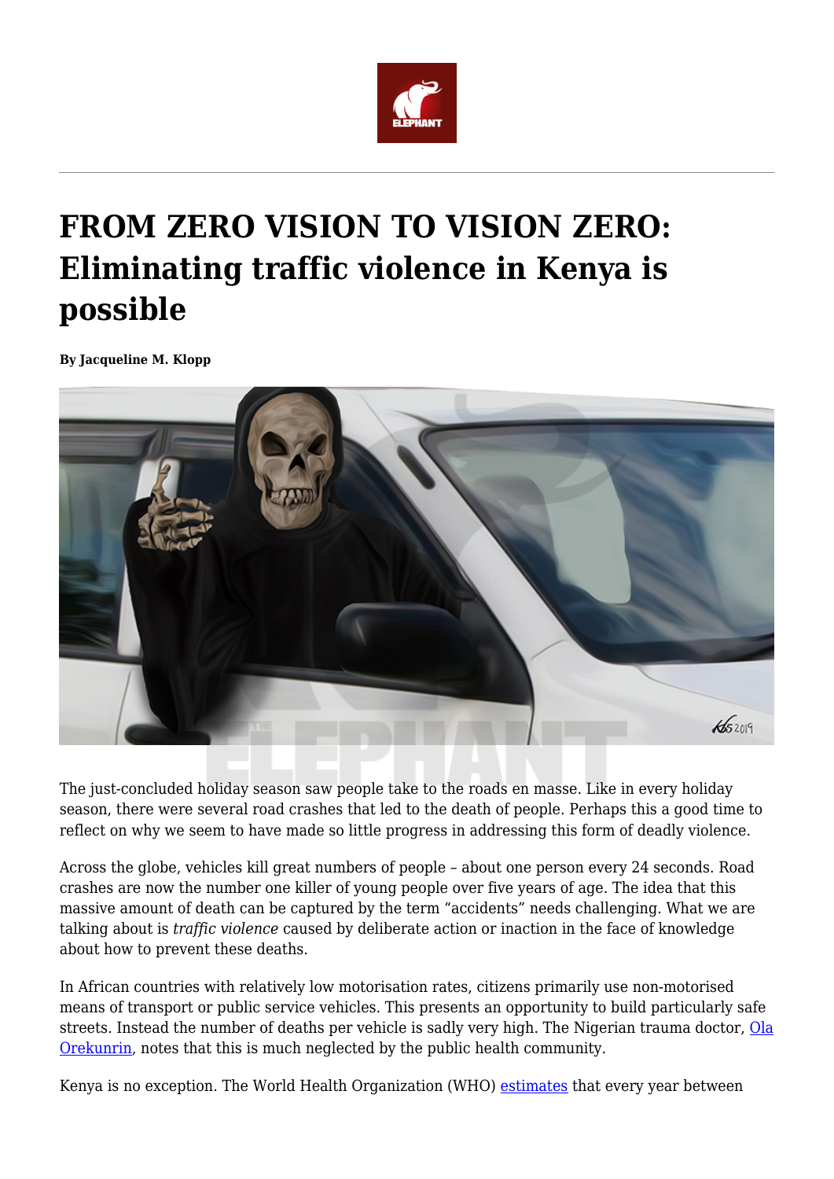# FROM ZERO VISION TO VISION ZERO: Eliminating traffic violence in Kenya is possible

**By Jacqueline M. Klopp**

The just-concluded holiday season saw people take to the roads en masse. Like in every holiday season, there were several road crashes that led to the death of people. Perhaps this a good time to reflect on why we seem to have made so little progress in addressing this form of deadly violence.

Across the globe, vehicles kill great numbers of people – about one person every 24 seconds. Road crashes are now the number one killer of young people over five years of age. The idea that this massive amount of death can be captured by the term "accidents" needs challenging. What we are talking about is *traffic violence* caused by deliberate action or inaction in the face of knowledge about how to prevent these deaths.

In African countries with relatively low motorisation rates, citizens primarily use non-motorised means of transport or public service vehicles. This presents an opportunity to build particularly safe streets. Instead the number of deaths per vehicle is sadly very high. The Nigerian trauma doctor, [Ola Orekunrin](), notes that this is much neglected by the public health community.

Kenya is no exception. The World Health Organization (WHO) [estimates]() that every year between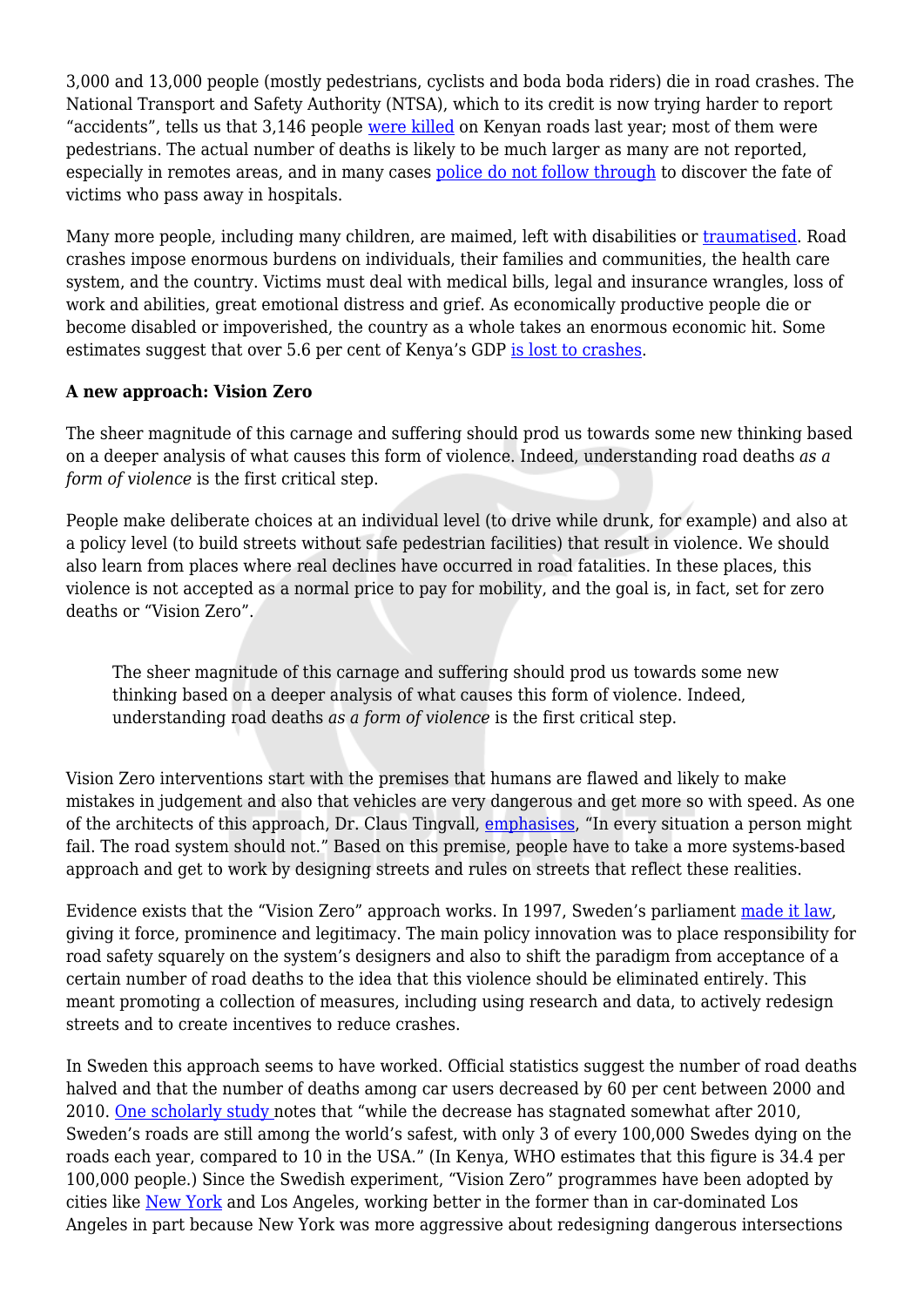3,000 and 13,000 people (mostly pedestrians, cyclists and boda boda riders) die in road crashes. The National Transport and Safety Authority (NTSA), which to its credit is now trying harder to report "accidents", tells us that 3,146 people were killed on Kenyan roads last year; most of them were pedestrians. The actual number of deaths is likely to be much larger as many are not reported, especially in remotes areas, and in many cases police do not follow through to discover the fate of victims who pass away in hospitals.

Many more people, including many children, are maimed, left with disabilities or traumatised. Road crashes impose enormous burdens on individuals, their families and communities, the health care system, and the country. Victims must deal with medical bills, legal and insurance wrangles, loss of work and abilities, great emotional distress and grief. As economically productive people die or become disabled or impoverished, the country as a whole takes an enormous economic hit. Some estimates suggest that over 5.6 per cent of Kenya's GDP is lost to crashes.

**A new approach: Vision Zero**

The sheer magnitude of this carnage and suffering should prod us towards some new thinking based on a deeper analysis of what causes this form of violence. Indeed, understanding road deaths *as a form of violence* is the first critical step.

People make deliberate choices at an individual level (to drive while drunk, for example) and also at a policy level (to build streets without safe pedestrian facilities) that result in violence. We should also learn from places where real declines have occurred in road fatalities. In these places, this violence is not accepted as a normal price to pay for mobility, and the goal is, in fact, set for zero deaths or "Vision Zero".

> The sheer magnitude of this carnage and suffering should prod us towards some new thinking based on a deeper analysis of what causes this form of violence. Indeed, understanding road deaths *as a form of violence* is the first critical step.

Vision Zero interventions start with the premises that humans are flawed and likely to make mistakes in judgement and also that vehicles are very dangerous and get more so with speed. As one of the architects of this approach, Dr. Claus Tingvall, emphasises, "In every situation a person might fail. The road system should not." Based on this premise, people have to take a more systems-based approach and get to work by designing streets and rules on streets that reflect these realities.

Evidence exists that the "Vision Zero" approach works. In 1997, Sweden's parliament made it law, giving it force, prominence and legitimacy. The main policy innovation was to place responsibility for road safety squarely on the system's designers and also to shift the paradigm from acceptance of a certain number of road deaths to the idea that this violence should be eliminated entirely. This meant promoting a collection of measures, including using research and data, to actively redesign streets and to create incentives to reduce crashes.

In Sweden this approach seems to have worked. Official statistics suggest the number of road deaths halved and that the number of deaths among car users decreased by 60 per cent between 2000 and 2010. One scholarly study notes that "while the decrease has stagnated somewhat after 2010, Sweden's roads are still among the world's safest, with only 3 of every 100,000 Swedes dying on the roads each year, compared to 10 in the USA." (In Kenya, WHO estimates that this figure is 34.4 per 100,000 people.) Since the Swedish experiment, "Vision Zero" programmes have been adopted by cities like New York and Los Angeles, working better in the former than in car-dominated Los Angeles in part because New York was more aggressive about redesigning dangerous intersections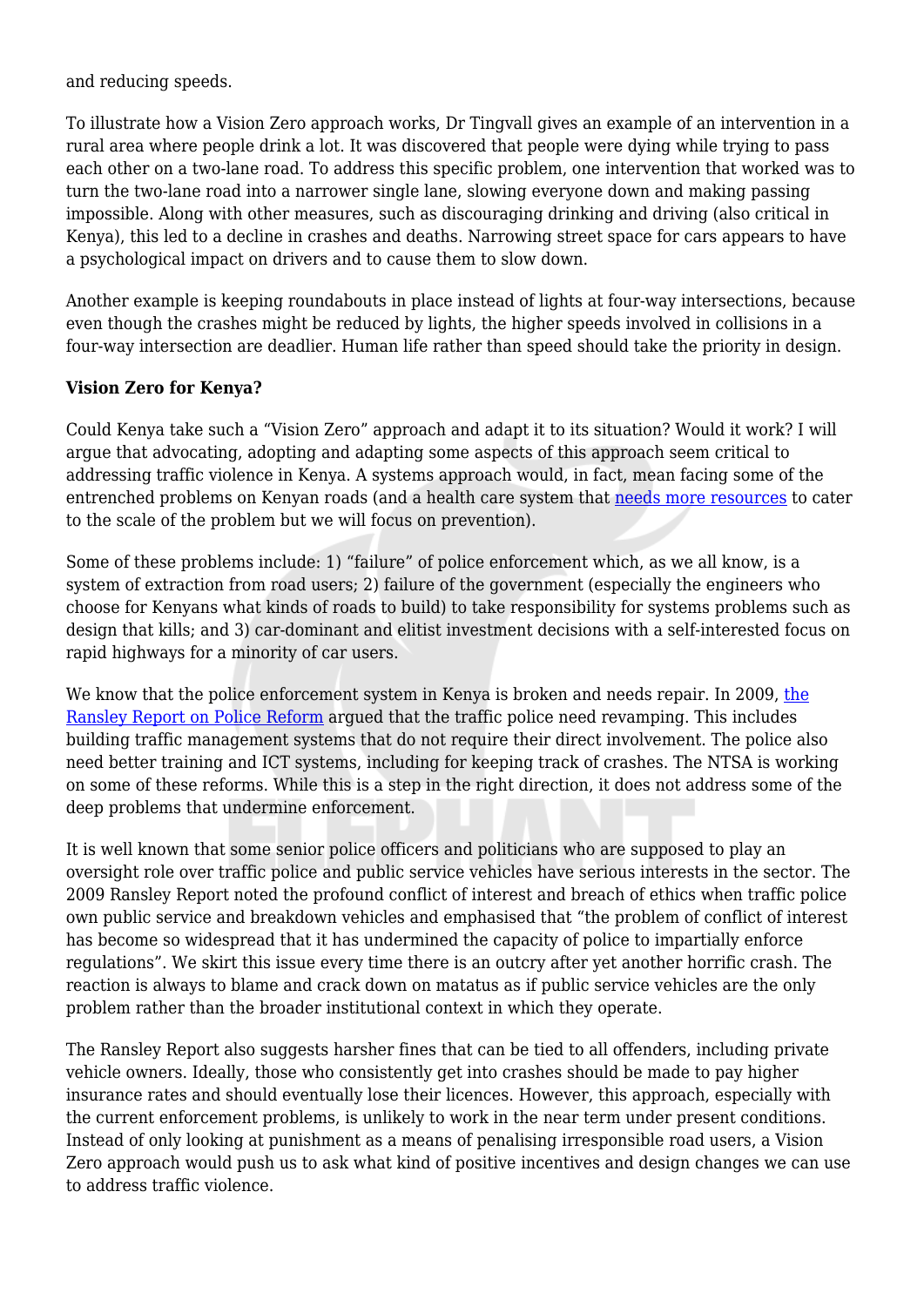and reducing speeds.

To illustrate how a Vision Zero approach works, Dr Tingvall gives an example of an intervention in a rural area where people drink a lot. It was discovered that people were dying while trying to pass each other on a two-lane road. To address this specific problem, one intervention that worked was to turn the two-lane road into a narrower single lane, slowing everyone down and making passing impossible. Along with other measures, such as discouraging drinking and driving (also critical in Kenya), this led to a decline in crashes and deaths. Narrowing street space for cars appears to have a psychological impact on drivers and to cause them to slow down.

Another example is keeping roundabouts in place instead of lights at four-way intersections, because even though the crashes might be reduced by lights, the higher speeds involved in collisions in a four-way intersection are deadlier. Human life rather than speed should take the priority in design.

**Vision Zero for Kenya?**

Could Kenya take such a "Vision Zero" approach and adapt it to its situation? Would it work? I will argue that advocating, adopting and adapting some aspects of this approach seem critical to addressing traffic violence in Kenya. A systems approach would, in fact, mean facing some of the entrenched problems on Kenyan roads (and a health care system that [needs more resources] to cater to the scale of the problem but we will focus on prevention).

Some of these problems include: 1) "failure" of police enforcement which, as we all know, is a system of extraction from road users; 2) failure of the government (especially the engineers who choose for Kenyans what kinds of roads to build) to take responsibility for systems problems such as design that kills; and 3) car-dominant and elitist investment decisions with a self-interested focus on rapid highways for a minority of car users.

We know that the police enforcement system in Kenya is broken and needs repair. In 2009, [the Ransley Report on Police Reform] argued that the traffic police need revamping. This includes building traffic management systems that do not require their direct involvement. The police also need better training and ICT systems, including for keeping track of crashes. The NTSA is working on some of these reforms. While this is a step in the right direction, it does not address some of the deep problems that undermine enforcement.

It is well known that some senior police officers and politicians who are supposed to play an oversight role over traffic police and public service vehicles have serious interests in the sector. The 2009 Ransley Report noted the profound conflict of interest and breach of ethics when traffic police own public service and breakdown vehicles and emphasised that "the problem of conflict of interest has become so widespread that it has undermined the capacity of police to impartially enforce regulations". We skirt this issue every time there is an outcry after yet another horrific crash. The reaction is always to blame and crack down on matatus as if public service vehicles are the only problem rather than the broader institutional context in which they operate.

The Ransley Report also suggests harsher fines that can be tied to all offenders, including private vehicle owners. Ideally, those who consistently get into crashes should be made to pay higher insurance rates and should eventually lose their licences. However, this approach, especially with the current enforcement problems, is unlikely to work in the near term under present conditions. Instead of only looking at punishment as a means of penalising irresponsible road users, a Vision Zero approach would push us to ask what kind of positive incentives and design changes we can use to address traffic violence.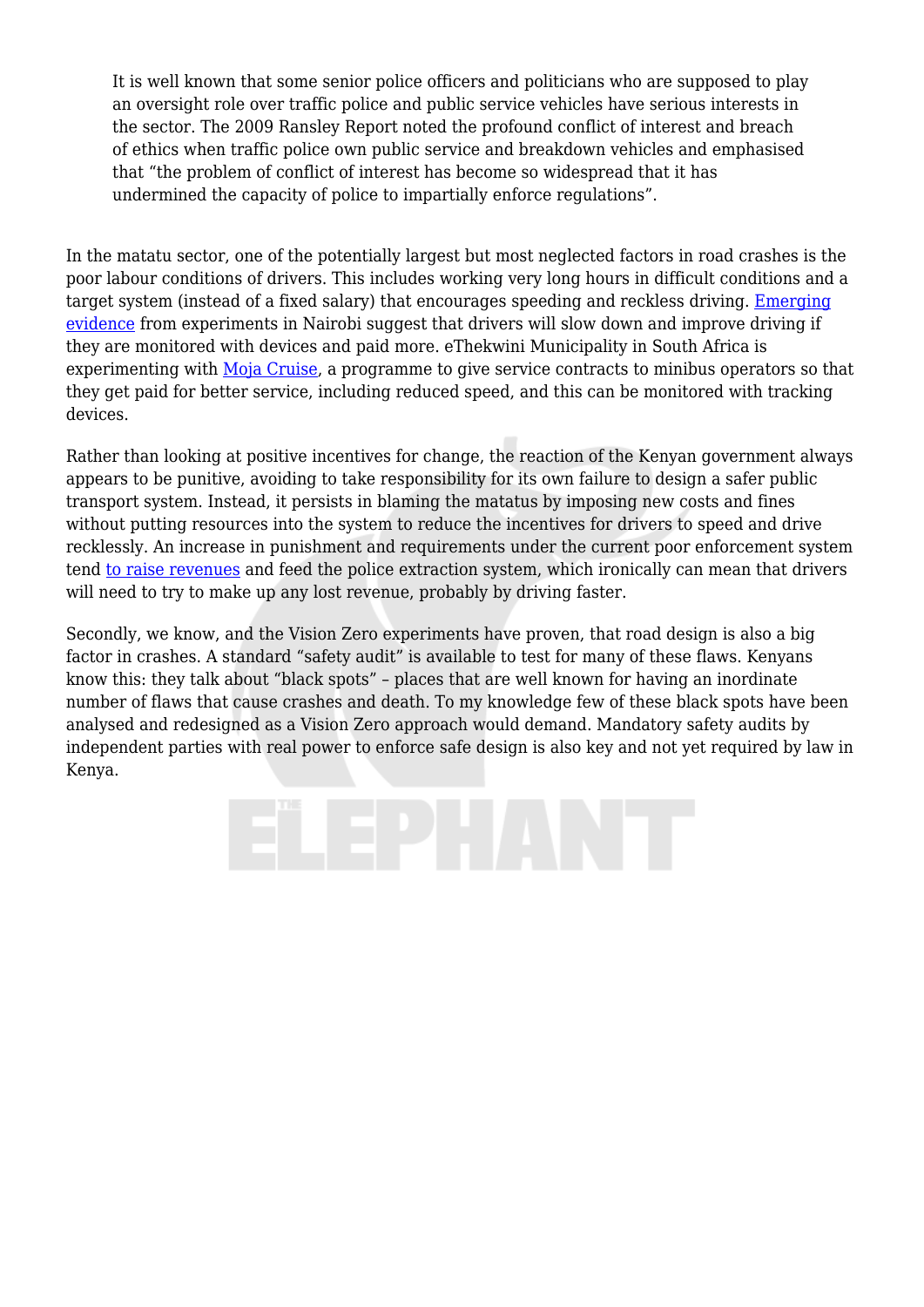> It is well known that some senior police officers and politicians who are supposed to play an oversight role over traffic police and public service vehicles have serious interests in the sector. The 2009 Ransley Report noted the profound conflict of interest and breach of ethics when traffic police own public service and breakdown vehicles and emphasised that "the problem of conflict of interest has become so widespread that it has undermined the capacity of police to impartially enforce regulations".

In the matatu sector, one of the potentially largest but most neglected factors in road crashes is the poor labour conditions of drivers. This includes working very long hours in difficult conditions and a target system (instead of a fixed salary) that encourages speeding and reckless driving. [Emerging evidence] from experiments in Nairobi suggest that drivers will slow down and improve driving if they are monitored with devices and paid more. eThekwini Municipality in South Africa is experimenting with [Moja Cruise], a programme to give service contracts to minibus operators so that they get paid for better service, including reduced speed, and this can be monitored with tracking devices.

Rather than looking at positive incentives for change, the reaction of the Kenyan government always appears to be punitive, avoiding to take responsibility for its own failure to design a safer public transport system. Instead, it persists in blaming the matatus by imposing new costs and fines without putting resources into the system to reduce the incentives for drivers to speed and drive recklessly. An increase in punishment and requirements under the current poor enforcement system tend [to raise revenues] and feed the police extraction system, which ironically can mean that drivers will need to try to make up any lost revenue, probably by driving faster.

Secondly, we know, and the Vision Zero experiments have proven, that road design is also a big factor in crashes. A standard "safety audit" is available to test for many of these flaws. Kenyans know this: they talk about "black spots" – places that are well known for having an inordinate number of flaws that cause crashes and death. To my knowledge few of these black spots have been analysed and redesigned as a Vision Zero approach would demand. Mandatory safety audits by independent parties with real power to enforce safe design is also key and not yet required by law in Kenya.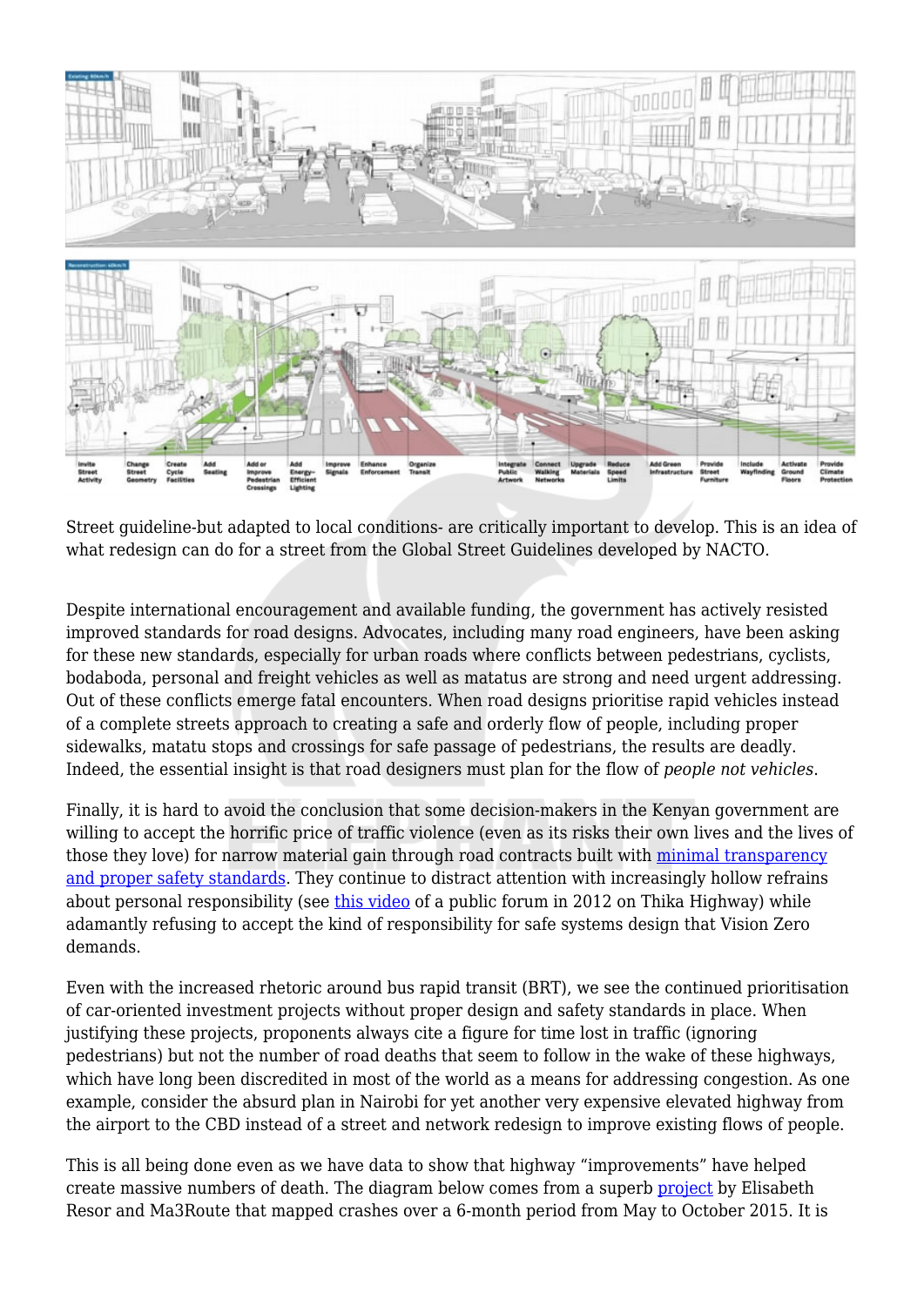Street guideline-but adapted to local conditions- are critically important to develop. This is an idea of what redesign can do for a street from the Global Street Guidelines developed by NACTO.

Despite international encouragement and available funding, the government has actively resisted improved standards for road designs. Advocates, including many road engineers, have been asking for these new standards, especially for urban roads where conflicts between pedestrians, cyclists, bodaboda, personal and freight vehicles as well as matatus are strong and need urgent addressing. Out of these conflicts emerge fatal encounters. When road designs prioritise rapid vehicles instead of a complete streets approach to creating a safe and orderly flow of people, including proper sidewalks, matatu stops and crossings for safe passage of pedestrians, the results are deadly. Indeed, the essential insight is that road designers must plan for the flow of *people not vehicles*.

Finally, it is hard to avoid the conclusion that some decision-makers in the Kenyan government are willing to accept the horrific price of traffic violence (even as its risks their own lives and the lives of those they love) for narrow material gain through road contracts built with minimal transparency and proper safety standards. They continue to distract attention with increasingly hollow refrains about personal responsibility (see this video of a public forum in 2012 on Thika Highway) while adamantly refusing to accept the kind of responsibility for safe systems design that Vision Zero demands.

Even with the increased rhetoric around bus rapid transit (BRT), we see the continued prioritisation of car-oriented investment projects without proper design and safety standards in place. When justifying these projects, proponents always cite a figure for time lost in traffic (ignoring pedestrians) but not the number of road deaths that seem to follow in the wake of these highways, which have long been discredited in most of the world as a means for addressing congestion. As one example, consider the absurd plan in Nairobi for yet another very expensive elevated highway from the airport to the CBD instead of a street and network redesign to improve existing flows of people.

This is all being done even as we have data to show that highway "improvements" have helped create massive numbers of death. The diagram below comes from a superb project by Elisabeth Resor and Ma3Route that mapped crashes over a 6-month period from May to October 2015. It is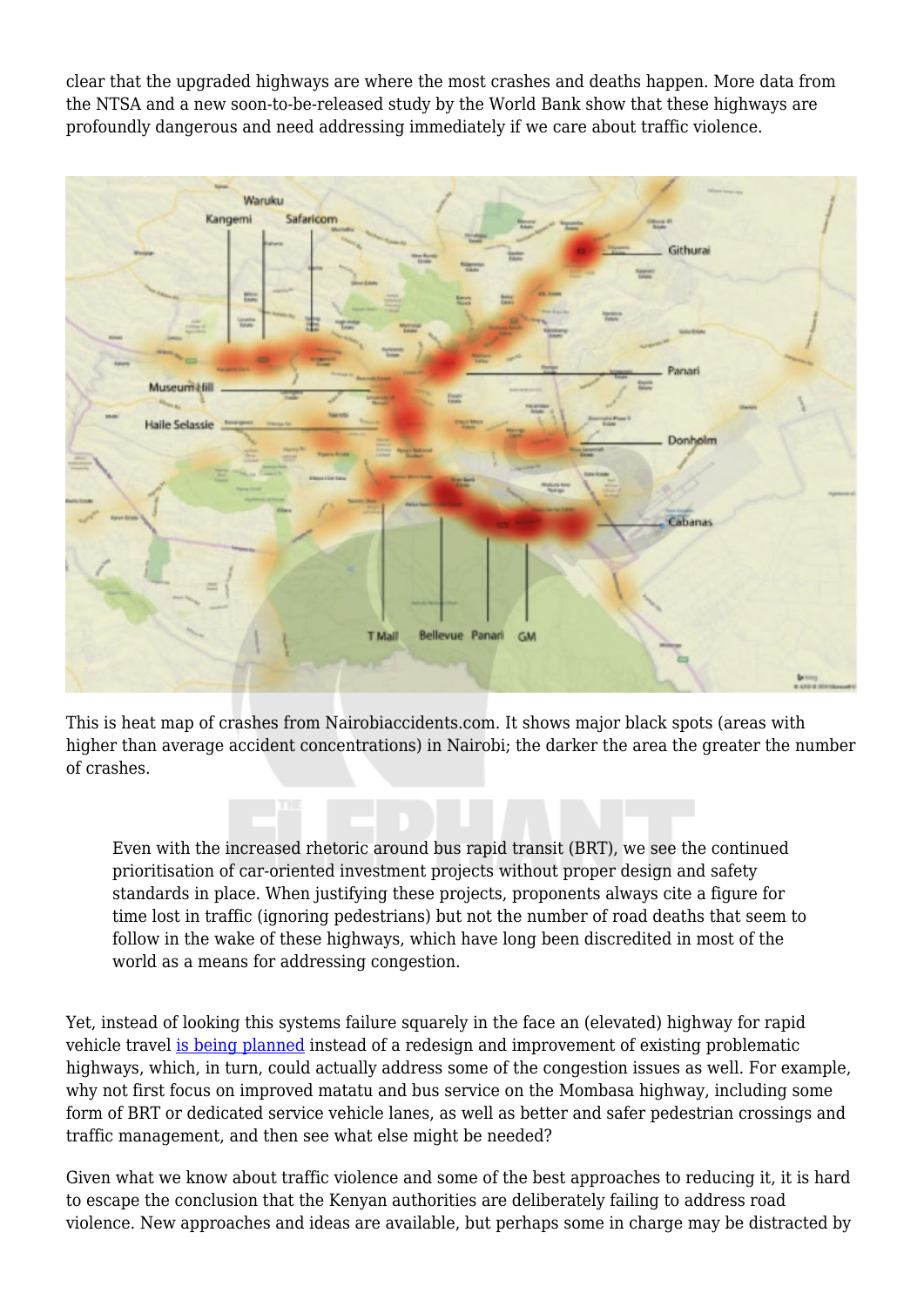clear that the upgraded highways are where the most crashes and deaths happen. More data from the NTSA and a new soon-to-be-released study by the World Bank show that these highways are profoundly dangerous and need addressing immediately if we care about traffic violence.

This is heat map of crashes from Nairobiaccidents.com. It shows major black spots (areas with higher than average accident concentrations) in Nairobi; the darker the area the greater the number of crashes.

> Even with the increased rhetoric around bus rapid transit (BRT), we see the continued prioritisation of car-oriented investment projects without proper design and safety standards in place. When justifying these projects, proponents always cite a figure for time lost in traffic (ignoring pedestrians) but not the number of road deaths that seem to follow in the wake of these highways, which have long been discredited in most of the world as a means for addressing congestion.

Yet, instead of looking this systems failure squarely in the face an (elevated) highway for rapid vehicle travel is being planned instead of a redesign and improvement of existing problematic highways, which, in turn, could actually address some of the congestion issues as well. For example, why not first focus on improved matatu and bus service on the Mombasa highway, including some form of BRT or dedicated service vehicle lanes, as well as better and safer pedestrian crossings and traffic management, and then see what else might be needed?

Given what we know about traffic violence and some of the best approaches to reducing it, it is hard to escape the conclusion that the Kenyan authorities are deliberately failing to address road violence. New approaches and ideas are available, but perhaps some in charge may be distracted by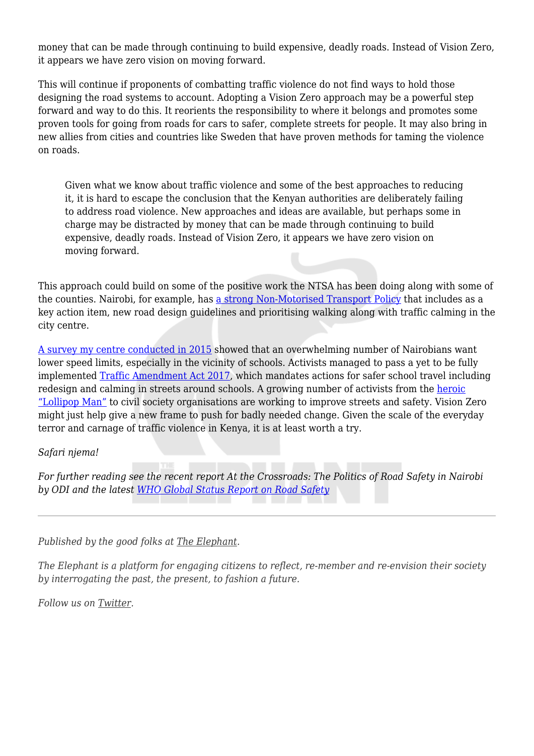money that can be made through continuing to build expensive, deadly roads. Instead of Vision Zero, it appears we have zero vision on moving forward.

This will continue if proponents of combatting traffic violence do not find ways to hold those designing the road systems to account. Adopting a Vision Zero approach may be a powerful step forward and way to do this. It reorients the responsibility to where it belongs and promotes some proven tools for going from roads for cars to safer, complete streets for people. It may also bring in new allies from cities and countries like Sweden that have proven methods for taming the violence on roads.

> Given what we know about traffic violence and some of the best approaches to reducing it, it is hard to escape the conclusion that the Kenyan authorities are deliberately failing to address road violence. New approaches and ideas are available, but perhaps some in charge may be distracted by money that can be made through continuing to build expensive, deadly roads. Instead of Vision Zero, it appears we have zero vision on moving forward.

This approach could build on some of the positive work the NTSA has been doing along with some of the counties. Nairobi, for example, has a strong Non-Motorised Transport Policy that includes as a key action item, new road design guidelines and prioritising walking along with traffic calming in the city centre.

A survey my centre conducted in 2015 showed that an overwhelming number of Nairobians want lower speed limits, especially in the vicinity of schools. Activists managed to pass a yet to be fully implemented Traffic Amendment Act 2017, which mandates actions for safer school travel including redesign and calming in streets around schools. A growing number of activists from the heroic "Lollipop Man" to civil society organisations are working to improve streets and safety. Vision Zero might just help give a new frame to push for badly needed change. Given the scale of the everyday terror and carnage of traffic violence in Kenya, it is at least worth a try.

*Safari njema!*

*For further reading see the recent report At the Crossroads: The Politics of Road Safety in Nairobi by ODI and the latest WHO Global Status Report on Road Safety*

---

*Published by the good folks at The Elephant.*

*The Elephant is a platform for engaging citizens to reflect, re-member and re-envision their society by interrogating the past, the present, to fashion a future.*

*Follow us on Twitter.*